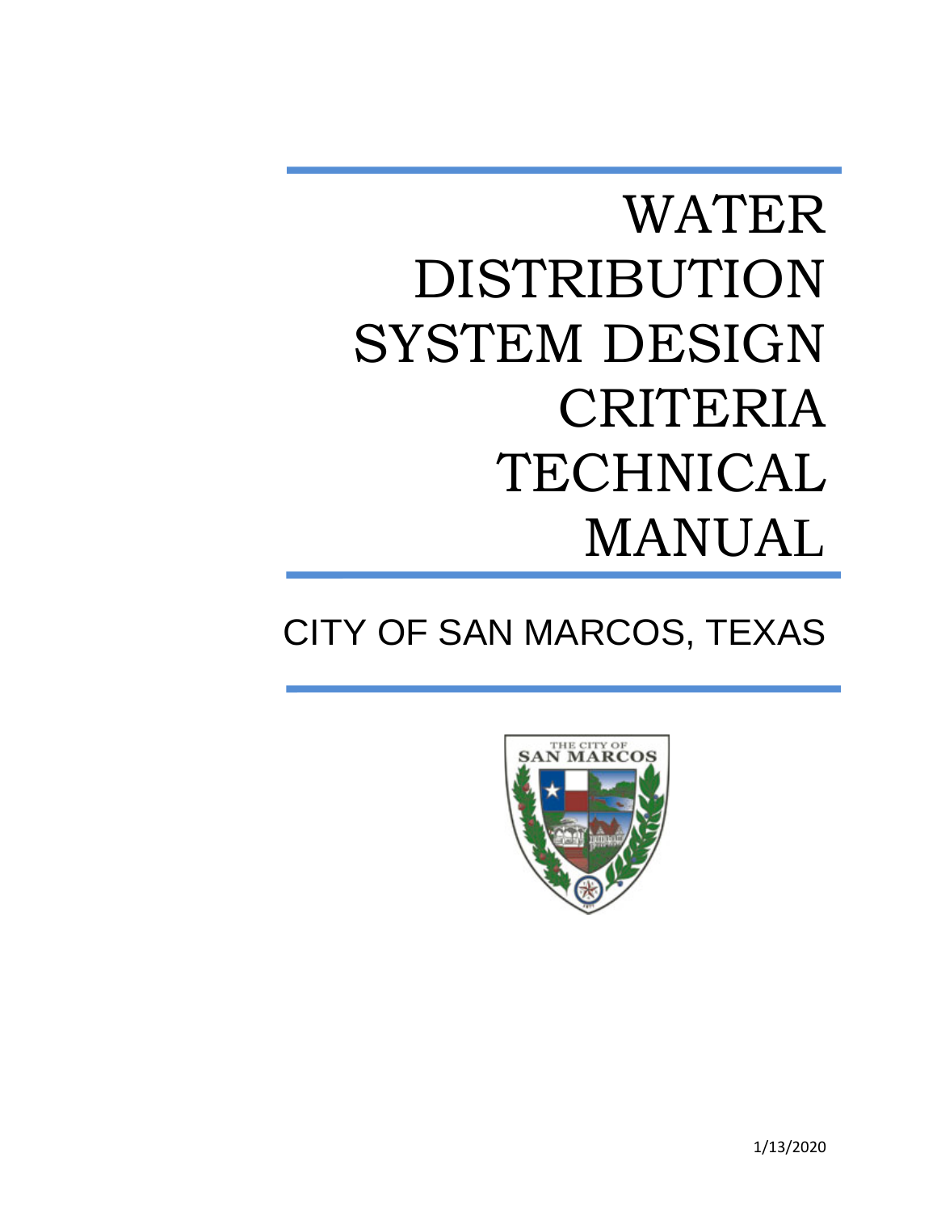# WATER DISTRIBUTION SYSTEM DESIGN CRITERIA TECHNICAL MANUAL

## CITY OF SAN MARCOS, TEXAS

1/13/2020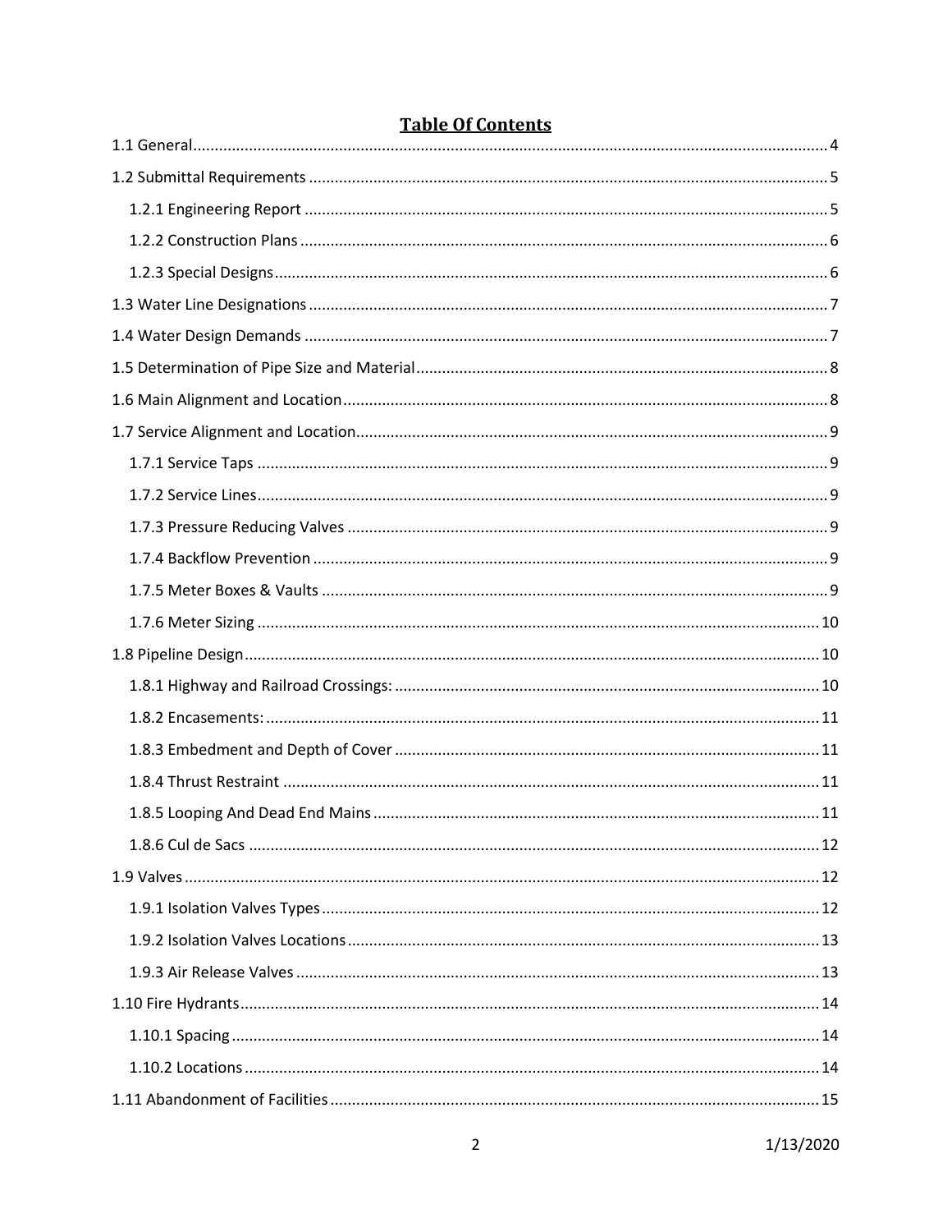# Table Of Contents

1.1 General ... 4

1.2 Submittal Requirements ... 5

- 1.2.1 Engineering Report ... 5
- 1.2.2 Construction Plans ... 6
- 1.2.3 Special Designs ... 6

1.3 Water Line Designations ... 7

1.4 Water Design Demands ... 7

1.5 Determination of Pipe Size and Material ... 8

1.6 Main Alignment and Location ... 8

1.7 Service Alignment and Location ... 9

- 1.7.1 Service Taps ... 9
- 1.7.2 Service Lines ... 9
- 1.7.3 Pressure Reducing Valves ... 9
- 1.7.4 Backflow Prevention ... 9
- 1.7.5 Meter Boxes & Vaults ... 9
- 1.7.6 Meter Sizing ... 10

1.8 Pipeline Design ... 10

- 1.8.1 Highway and Railroad Crossings: ... 10
- 1.8.2 Encasements: ... 11
- 1.8.3 Embedment and Depth of Cover ... 11
- 1.8.4 Thrust Restraint ... 11
- 1.8.5 Looping And Dead End Mains ... 11
- 1.8.6 Cul de Sacs ... 12

1.9 Valves ... 12

- 1.9.1 Isolation Valves Types ... 12
- 1.9.2 Isolation Valves Locations ... 13
- 1.9.3 Air Release Valves ... 13

1.10 Fire Hydrants ... 14

- 1.10.1 Spacing ... 14
- 1.10.2 Locations ... 14

1.11 Abandonment of Facilities ... 15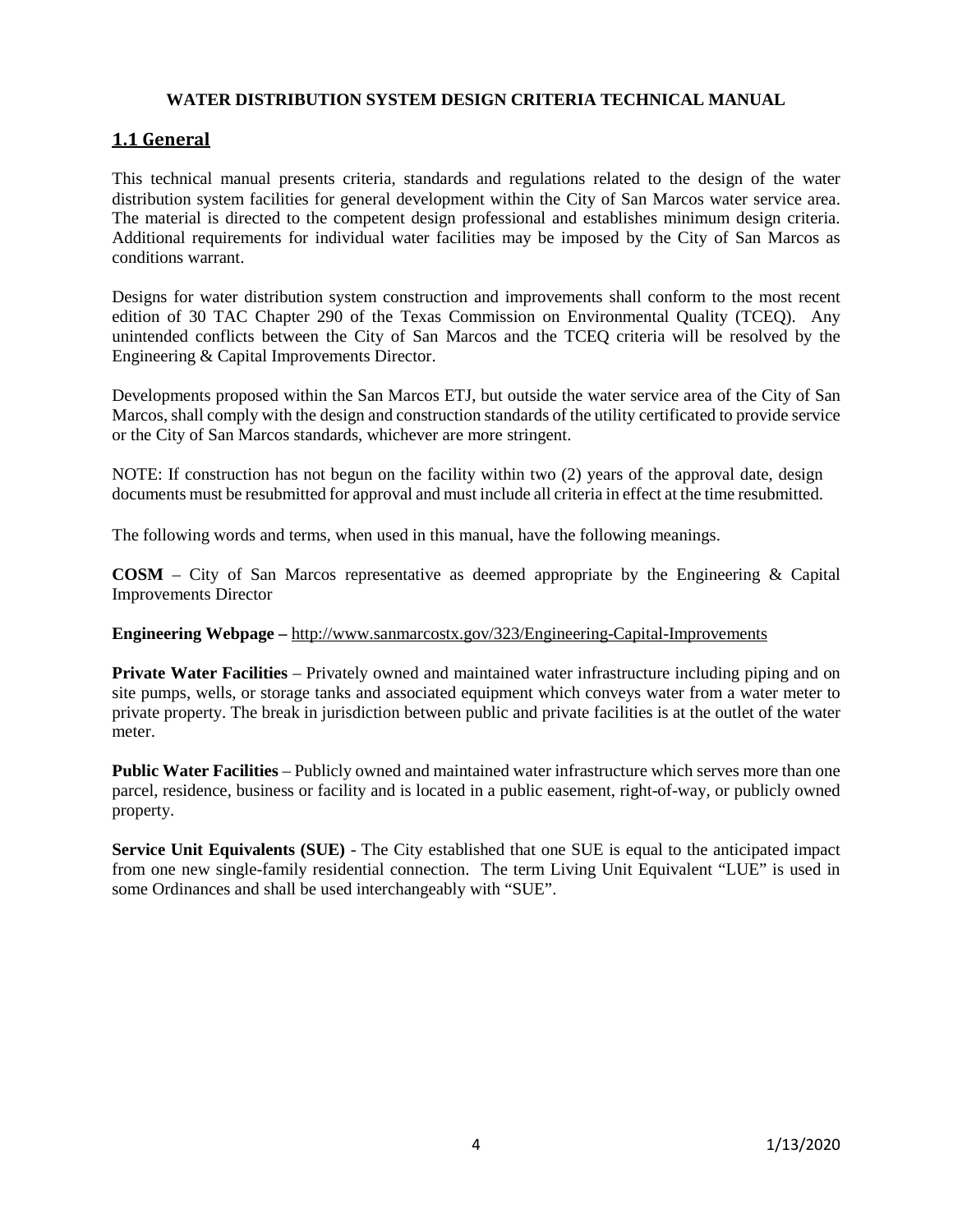**WATER DISTRIBUTION SYSTEM DESIGN CRITERIA TECHNICAL MANUAL**

## 1.1 General

This technical manual presents criteria, standards and regulations related to the design of the water distribution system facilities for general development within the City of San Marcos water service area. The material is directed to the competent design professional and establishes minimum design criteria. Additional requirements for individual water facilities may be imposed by the City of San Marcos as conditions warrant.

Designs for water distribution system construction and improvements shall conform to the most recent edition of 30 TAC Chapter 290 of the Texas Commission on Environmental Quality (TCEQ). Any unintended conflicts between the City of San Marcos and the TCEQ criteria will be resolved by the Engineering & Capital Improvements Director.

Developments proposed within the San Marcos ETJ, but outside the water service area of the City of San Marcos, shall comply with the design and construction standards of the utility certificated to provide service or the City of San Marcos standards, whichever are more stringent.

NOTE: If construction has not begun on the facility within two (2) years of the approval date, design documents must be resubmitted for approval and must include all criteria in effect at the time resubmitted.

The following words and terms, when used in this manual, have the following meanings.

**COSM** – City of San Marcos representative as deemed appropriate by the Engineering & Capital Improvements Director

**Engineering Webpage –** http://www.sanmarcostx.gov/323/Engineering-Capital-Improvements

**Private Water Facilities** – Privately owned and maintained water infrastructure including piping and on site pumps, wells, or storage tanks and associated equipment which conveys water from a water meter to private property. The break in jurisdiction between public and private facilities is at the outlet of the water meter.

**Public Water Facilities** – Publicly owned and maintained water infrastructure which serves more than one parcel, residence, business or facility and is located in a public easement, right-of-way, or publicly owned property.

**Service Unit Equivalents (SUE)** - The City established that one SUE is equal to the anticipated impact from one new single-family residential connection. The term Living Unit Equivalent "LUE" is used in some Ordinances and shall be used interchangeably with "SUE".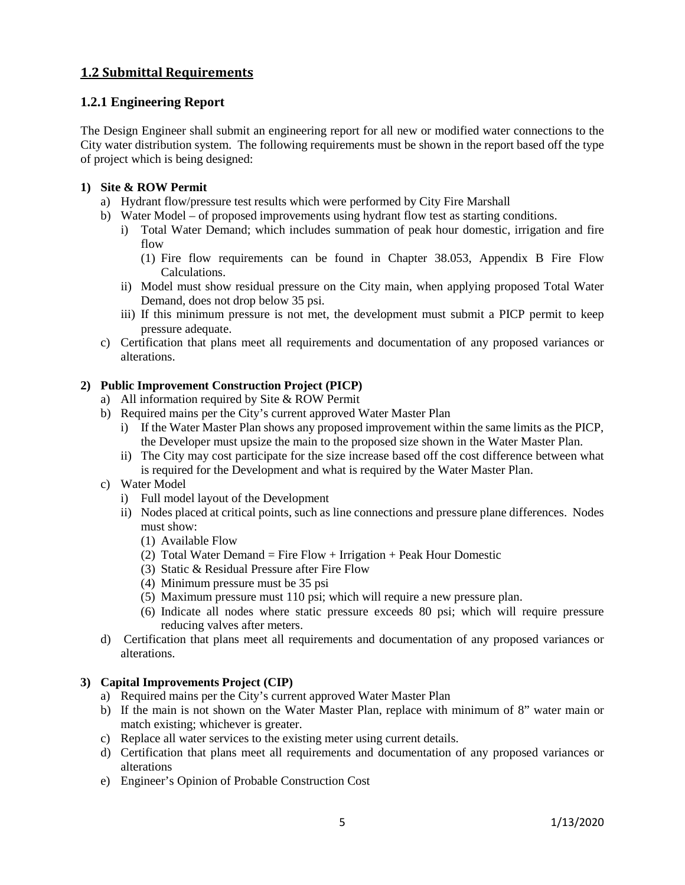## 1.2 Submittal Requirements

### 1.2.1 Engineering Report

The Design Engineer shall submit an engineering report for all new or modified water connections to the City water distribution system. The following requirements must be shown in the report based off the type of project which is being designed:

**1) Site & ROW Permit**

- a) Hydrant flow/pressure test results which were performed by City Fire Marshall
- b) Water Model – of proposed improvements using hydrant flow test as starting conditions.
  - i) Total Water Demand; which includes summation of peak hour domestic, irrigation and fire flow
    - (1) Fire flow requirements can be found in Chapter 38.053, Appendix B Fire Flow Calculations.
  - ii) Model must show residual pressure on the City main, when applying proposed Total Water Demand, does not drop below 35 psi.
  - iii) If this minimum pressure is not met, the development must submit a PICP permit to keep pressure adequate.
- c) Certification that plans meet all requirements and documentation of any proposed variances or alterations.

**2) Public Improvement Construction Project (PICP)**

- a) All information required by Site & ROW Permit
- b) Required mains per the City's current approved Water Master Plan
  - i) If the Water Master Plan shows any proposed improvement within the same limits as the PICP, the Developer must upsize the main to the proposed size shown in the Water Master Plan.
  - ii) The City may cost participate for the size increase based off the cost difference between what is required for the Development and what is required by the Water Master Plan.
- c) Water Model
  - i) Full model layout of the Development
  - ii) Nodes placed at critical points, such as line connections and pressure plane differences. Nodes must show:
    - (1) Available Flow
    - (2) Total Water Demand = Fire Flow + Irrigation + Peak Hour Domestic
    - (3) Static & Residual Pressure after Fire Flow
    - (4) Minimum pressure must be 35 psi
    - (5) Maximum pressure must 110 psi; which will require a new pressure plan.
    - (6) Indicate all nodes where static pressure exceeds 80 psi; which will require pressure reducing valves after meters.
- d) Certification that plans meet all requirements and documentation of any proposed variances or alterations.

**3) Capital Improvements Project (CIP)**

- a) Required mains per the City's current approved Water Master Plan
- b) If the main is not shown on the Water Master Plan, replace with minimum of 8" water main or match existing; whichever is greater.
- c) Replace all water services to the existing meter using current details.
- d) Certification that plans meet all requirements and documentation of any proposed variances or alterations
- e) Engineer's Opinion of Probable Construction Cost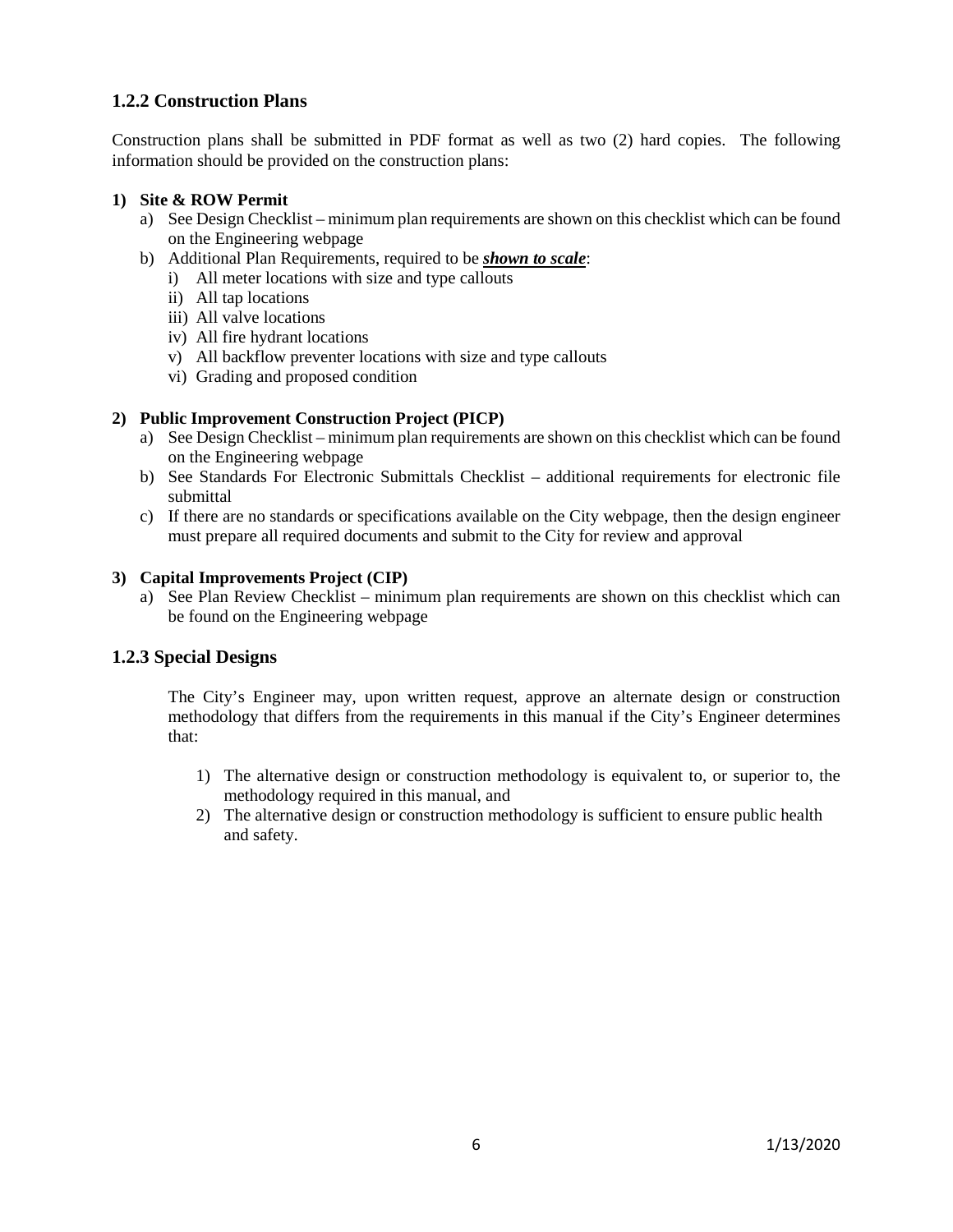### 1.2.2 Construction Plans

Construction plans shall be submitted in PDF format as well as two (2) hard copies. The following information should be provided on the construction plans:

**1) Site & ROW Permit**

a) See Design Checklist – minimum plan requirements are shown on this checklist which can be found on the Engineering webpage

b) Additional Plan Requirements, required to be ***shown to scale***:

   i) All meter locations with size and type callouts

   ii) All tap locations

   iii) All valve locations

   iv) All fire hydrant locations

   v) All backflow preventer locations with size and type callouts

   vi) Grading and proposed condition

**2) Public Improvement Construction Project (PICP)**

a) See Design Checklist – minimum plan requirements are shown on this checklist which can be found on the Engineering webpage

b) See Standards For Electronic Submittals Checklist – additional requirements for electronic file submittal

c) If there are no standards or specifications available on the City webpage, then the design engineer must prepare all required documents and submit to the City for review and approval

**3) Capital Improvements Project (CIP)**

a) See Plan Review Checklist – minimum plan requirements are shown on this checklist which can be found on the Engineering webpage

### 1.2.3 Special Designs

The City's Engineer may, upon written request, approve an alternate design or construction methodology that differs from the requirements in this manual if the City's Engineer determines that:

1) The alternative design or construction methodology is equivalent to, or superior to, the methodology required in this manual, and
2) The alternative design or construction methodology is sufficient to ensure public health and safety.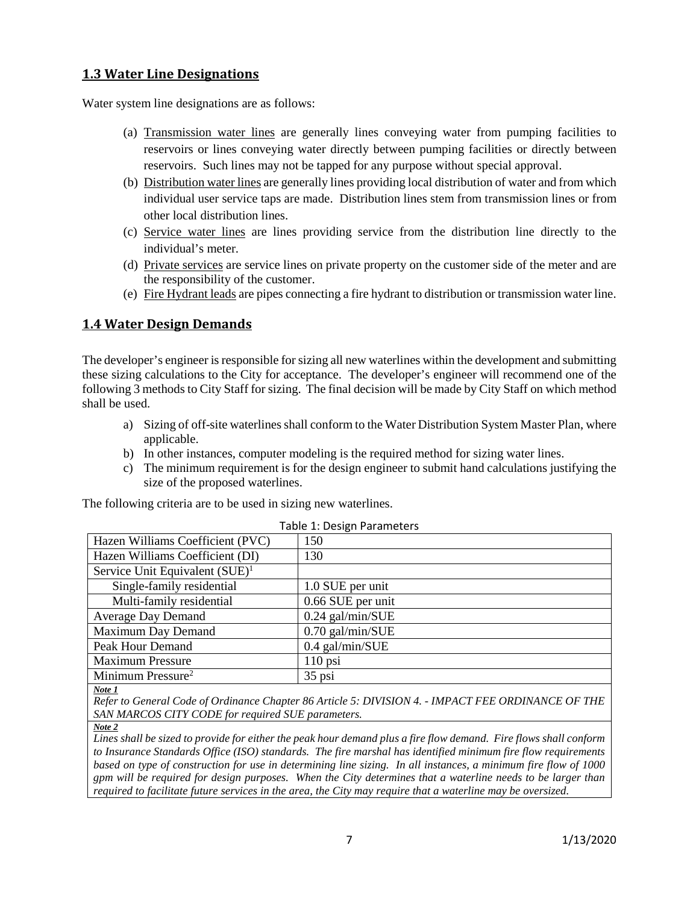## 1.3 Water Line Designations

Water system line designations are as follows:

(a) Transmission water lines are generally lines conveying water from pumping facilities to reservoirs or lines conveying water directly between pumping facilities or directly between reservoirs. Such lines may not be tapped for any purpose without special approval.

(b) Distribution water lines are generally lines providing local distribution of water and from which individual user service taps are made. Distribution lines stem from transmission lines or from other local distribution lines.

(c) Service water lines are lines providing service from the distribution line directly to the individual's meter.

(d) Private services are service lines on private property on the customer side of the meter and are the responsibility of the customer.

(e) Fire Hydrant leads are pipes connecting a fire hydrant to distribution or transmission water line.

## 1.4 Water Design Demands

The developer's engineer is responsible for sizing all new waterlines within the development and submitting these sizing calculations to the City for acceptance. The developer's engineer will recommend one of the following 3 methods to City Staff for sizing. The final decision will be made by City Staff on which method shall be used.

a) Sizing of off-site waterlines shall conform to the Water Distribution System Master Plan, where applicable.
b) In other instances, computer modeling is the required method for sizing water lines.
c) The minimum requirement is for the design engineer to submit hand calculations justifying the size of the proposed waterlines.

The following criteria are to be used in sizing new waterlines.

Table 1: Design Parameters

| Parameter | Value |
|---|---|
| Hazen Williams Coefficient (PVC) | 150 |
| Hazen Williams Coefficient (DI) | 130 |
| Service Unit Equivalent (SUE)[1] | |
| Single-family residential | 1.0 SUE per unit |
| Multi-family residential | 0.66 SUE per unit |
| Average Day Demand | 0.24 gal/min/SUE |
| Maximum Day Demand | 0.70 gal/min/SUE |
| Peak Hour Demand | 0.4 gal/min/SUE |
| Maximum Pressure | 110 psi |
| Minimum Pressure[2] | 35 psi |

***Note 1***

*Refer to General Code of Ordinance Chapter 86 Article 5: DIVISION 4. - IMPACT FEE ORDINANCE OF THE SAN MARCOS CITY CODE for required SUE parameters.*

***Note 2***

*Lines shall be sized to provide for either the peak hour demand plus a fire flow demand. Fire flows shall conform to Insurance Standards Office (ISO) standards. The fire marshal has identified minimum fire flow requirements based on type of construction for use in determining line sizing. In all instances, a minimum fire flow of 1000 gpm will be required for design purposes. When the City determines that a waterline needs to be larger than required to facilitate future services in the area, the City may require that a waterline may be oversized.*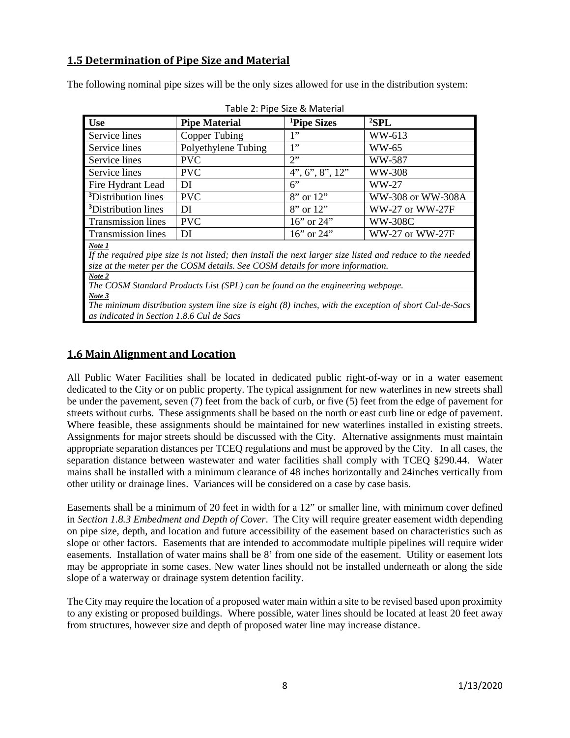## 1.5 Determination of Pipe Size and Material

The following nominal pipe sizes will be the only sizes allowed for use in the distribution system:

Table 2: Pipe Size & Material

| Use | Pipe Material | [1]Pipe Sizes | [2]SPL |
|---|---|---|---|
| Service lines | Copper Tubing | 1" | WW-613 |
| Service lines | Polyethylene Tubing | 1" | WW-65 |
| Service lines | PVC | 2" | WW-587 |
| Service lines | PVC | 4", 6", 8", 12" | WW-308 |
| Fire Hydrant Lead | DI | 6" | WW-27 |
| [3]Distribution lines | PVC | 8" or 12" | WW-308 or WW-308A |
| [3]Distribution lines | DI | 8" or 12" | WW-27 or WW-27F |
| Transmission lines | PVC | 16" or 24" | WW-308C |
| Transmission lines | DI | 16" or 24" | WW-27 or WW-27F |

***Note 1***
*If the required pipe size is not listed; then install the next larger size listed and reduce to the needed size at the meter per the COSM details. See COSM details for more information.*

***Note 2***
*The COSM Standard Products List (SPL) can be found on the engineering webpage.*

***Note 3***
*The minimum distribution system line size is eight (8) inches, with the exception of short Cul-de-Sacs as indicated in Section 1.8.6 Cul de Sacs*

## 1.6 Main Alignment and Location

All Public Water Facilities shall be located in dedicated public right-of-way or in a water easement dedicated to the City or on public property. The typical assignment for new waterlines in new streets shall be under the pavement, seven (7) feet from the back of curb, or five (5) feet from the edge of pavement for streets without curbs. These assignments shall be based on the north or east curb line or edge of pavement. Where feasible, these assignments should be maintained for new waterlines installed in existing streets. Assignments for major streets should be discussed with the City. Alternative assignments must maintain appropriate separation distances per TCEQ regulations and must be approved by the City. In all cases, the separation distance between wastewater and water facilities shall comply with TCEQ §290.44. Water mains shall be installed with a minimum clearance of 48 inches horizontally and 24inches vertically from other utility or drainage lines. Variances will be considered on a case by case basis.

Easements shall be a minimum of 20 feet in width for a 12" or smaller line, with minimum cover defined in *Section 1.8.3 Embedment and Depth of Cover*. The City will require greater easement width depending on pipe size, depth, and location and future accessibility of the easement based on characteristics such as slope or other factors. Easements that are intended to accommodate multiple pipelines will require wider easements. Installation of water mains shall be 8' from one side of the easement. Utility or easement lots may be appropriate in some cases. New water lines should not be installed underneath or along the side slope of a waterway or drainage system detention facility.

The City may require the location of a proposed water main within a site to be revised based upon proximity to any existing or proposed buildings. Where possible, water lines should be located at least 20 feet away from structures, however size and depth of proposed water line may increase distance.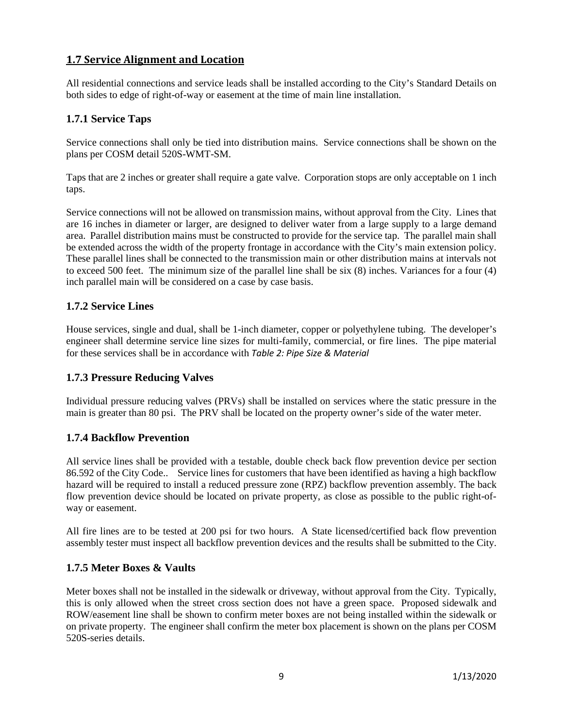## 1.7 Service Alignment and Location

All residential connections and service leads shall be installed according to the City's Standard Details on both sides to edge of right-of-way or easement at the time of main line installation.

### 1.7.1 Service Taps

Service connections shall only be tied into distribution mains. Service connections shall be shown on the plans per COSM detail 520S-WMT-SM.

Taps that are 2 inches or greater shall require a gate valve. Corporation stops are only acceptable on 1 inch taps.

Service connections will not be allowed on transmission mains, without approval from the City. Lines that are 16 inches in diameter or larger, are designed to deliver water from a large supply to a large demand area. Parallel distribution mains must be constructed to provide for the service tap. The parallel main shall be extended across the width of the property frontage in accordance with the City's main extension policy. These parallel lines shall be connected to the transmission main or other distribution mains at intervals not to exceed 500 feet. The minimum size of the parallel line shall be six (8) inches. Variances for a four (4) inch parallel main will be considered on a case by case basis.

### 1.7.2 Service Lines

House services, single and dual, shall be 1-inch diameter, copper or polyethylene tubing. The developer's engineer shall determine service line sizes for multi-family, commercial, or fire lines. The pipe material for these services shall be in accordance with *Table 2: Pipe Size & Material*

### 1.7.3 Pressure Reducing Valves

Individual pressure reducing valves (PRVs) shall be installed on services where the static pressure in the main is greater than 80 psi. The PRV shall be located on the property owner's side of the water meter.

### 1.7.4 Backflow Prevention

All service lines shall be provided with a testable, double check back flow prevention device per section 86.592 of the City Code.. Service lines for customers that have been identified as having a high backflow hazard will be required to install a reduced pressure zone (RPZ) backflow prevention assembly. The back flow prevention device should be located on private property, as close as possible to the public right-of-way or easement.

All fire lines are to be tested at 200 psi for two hours. A State licensed/certified back flow prevention assembly tester must inspect all backflow prevention devices and the results shall be submitted to the City.

### 1.7.5 Meter Boxes & Vaults

Meter boxes shall not be installed in the sidewalk or driveway, without approval from the City. Typically, this is only allowed when the street cross section does not have a green space. Proposed sidewalk and ROW/easement line shall be shown to confirm meter boxes are not being installed within the sidewalk or on private property. The engineer shall confirm the meter box placement is shown on the plans per COSM 520S-series details.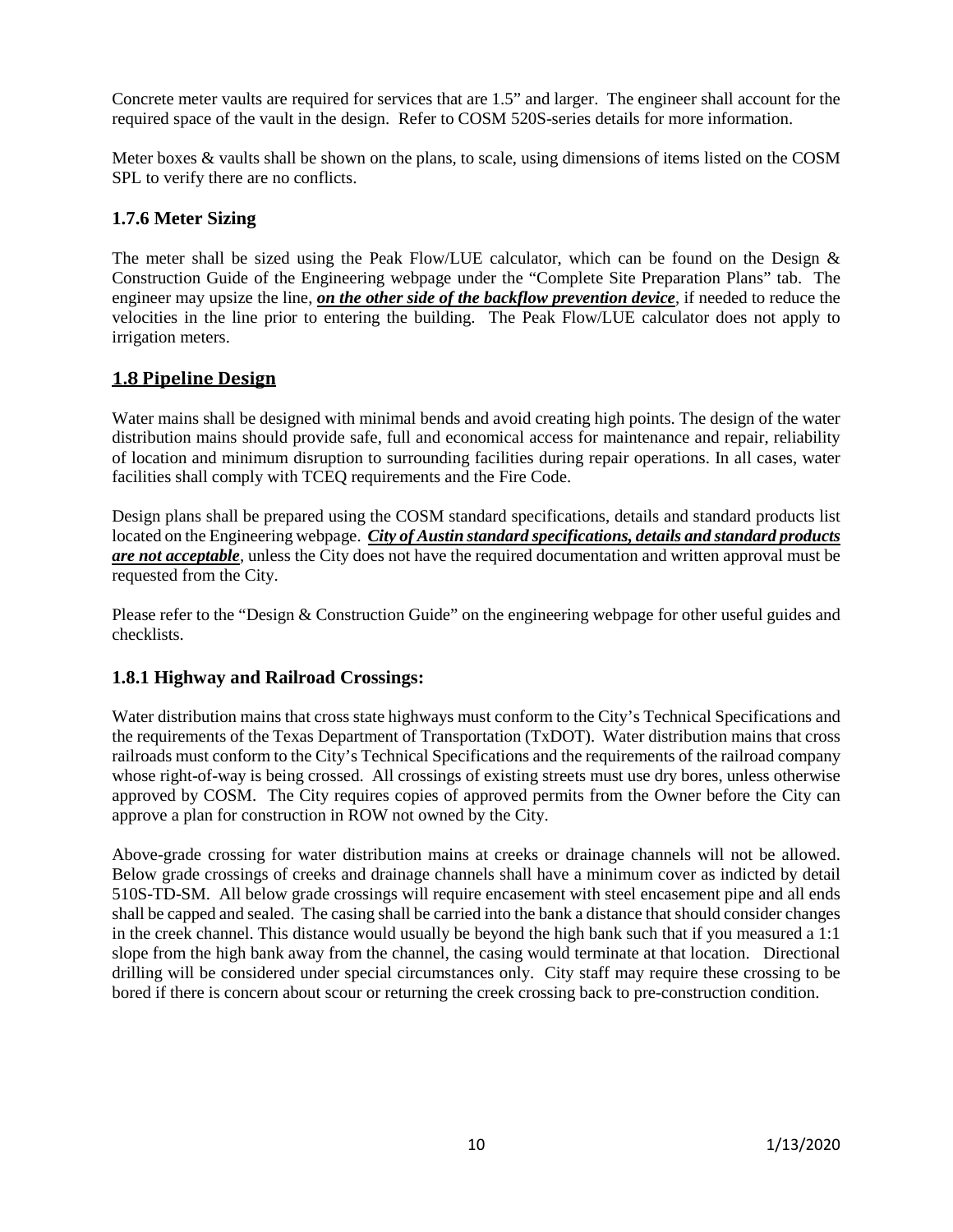Concrete meter vaults are required for services that are 1.5" and larger. The engineer shall account for the required space of the vault in the design. Refer to COSM 520S-series details for more information.

Meter boxes & vaults shall be shown on the plans, to scale, using dimensions of items listed on the COSM SPL to verify there are no conflicts.

### 1.7.6 Meter Sizing

The meter shall be sized using the Peak Flow/LUE calculator, which can be found on the Design & Construction Guide of the Engineering webpage under the "Complete Site Preparation Plans" tab. The engineer may upsize the line, ***<u>on the other side of the backflow prevention device</u>***, if needed to reduce the velocities in the line prior to entering the building. The Peak Flow/LUE calculator does not apply to irrigation meters.

## 1.8 Pipeline Design

Water mains shall be designed with minimal bends and avoid creating high points. The design of the water distribution mains should provide safe, full and economical access for maintenance and repair, reliability of location and minimum disruption to surrounding facilities during repair operations. In all cases, water facilities shall comply with TCEQ requirements and the Fire Code.

Design plans shall be prepared using the COSM standard specifications, details and standard products list located on the Engineering webpage. ***<u>City of Austin standard specifications, details and standard products are not acceptable</u>***, unless the City does not have the required documentation and written approval must be requested from the City.

Please refer to the "Design & Construction Guide" on the engineering webpage for other useful guides and checklists.

### 1.8.1 Highway and Railroad Crossings:

Water distribution mains that cross state highways must conform to the City's Technical Specifications and the requirements of the Texas Department of Transportation (TxDOT). Water distribution mains that cross railroads must conform to the City's Technical Specifications and the requirements of the railroad company whose right-of-way is being crossed. All crossings of existing streets must use dry bores, unless otherwise approved by COSM. The City requires copies of approved permits from the Owner before the City can approve a plan for construction in ROW not owned by the City.

Above-grade crossing for water distribution mains at creeks or drainage channels will not be allowed. Below grade crossings of creeks and drainage channels shall have a minimum cover as indicted by detail 510S-TD-SM. All below grade crossings will require encasement with steel encasement pipe and all ends shall be capped and sealed. The casing shall be carried into the bank a distance that should consider changes in the creek channel. This distance would usually be beyond the high bank such that if you measured a 1:1 slope from the high bank away from the channel, the casing would terminate at that location. Directional drilling will be considered under special circumstances only. City staff may require these crossing to be bored if there is concern about scour or returning the creek crossing back to pre-construction condition.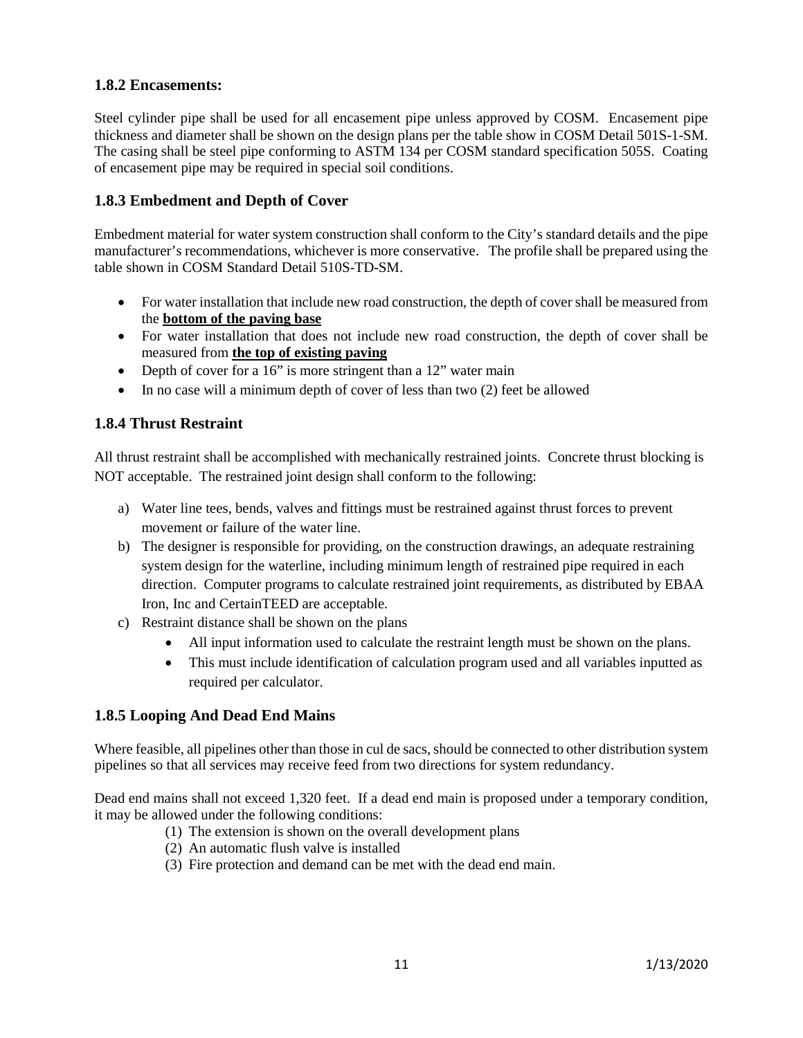### 1.8.2 Encasements:

Steel cylinder pipe shall be used for all encasement pipe unless approved by COSM. Encasement pipe thickness and diameter shall be shown on the design plans per the table show in COSM Detail 501S-1-SM. The casing shall be steel pipe conforming to ASTM 134 per COSM standard specification 505S. Coating of encasement pipe may be required in special soil conditions.

### 1.8.3 Embedment and Depth of Cover

Embedment material for water system construction shall conform to the City's standard details and the pipe manufacturer's recommendations, whichever is more conservative. The profile shall be prepared using the table shown in COSM Standard Detail 510S-TD-SM.

- For water installation that include new road construction, the depth of cover shall be measured from the **bottom of the paving base**
- For water installation that does not include new road construction, the depth of cover shall be measured from **the top of existing paving**
- Depth of cover for a 16" is more stringent than a 12" water main
- In no case will a minimum depth of cover of less than two (2) feet be allowed

### 1.8.4 Thrust Restraint

All thrust restraint shall be accomplished with mechanically restrained joints. Concrete thrust blocking is NOT acceptable. The restrained joint design shall conform to the following:

a) Water line tees, bends, valves and fittings must be restrained against thrust forces to prevent movement or failure of the water line.
b) The designer is responsible for providing, on the construction drawings, an adequate restraining system design for the waterline, including minimum length of restrained pipe required in each direction. Computer programs to calculate restrained joint requirements, as distributed by EBAA Iron, Inc and CertainTEED are acceptable.
c) Restraint distance shall be shown on the plans
    - All input information used to calculate the restraint length must be shown on the plans.
    - This must include identification of calculation program used and all variables inputted as required per calculator.

### 1.8.5 Looping And Dead End Mains

Where feasible, all pipelines other than those in cul de sacs, should be connected to other distribution system pipelines so that all services may receive feed from two directions for system redundancy.

Dead end mains shall not exceed 1,320 feet. If a dead end main is proposed under a temporary condition, it may be allowed under the following conditions:

(1) The extension is shown on the overall development plans
(2) An automatic flush valve is installed
(3) Fire protection and demand can be met with the dead end main.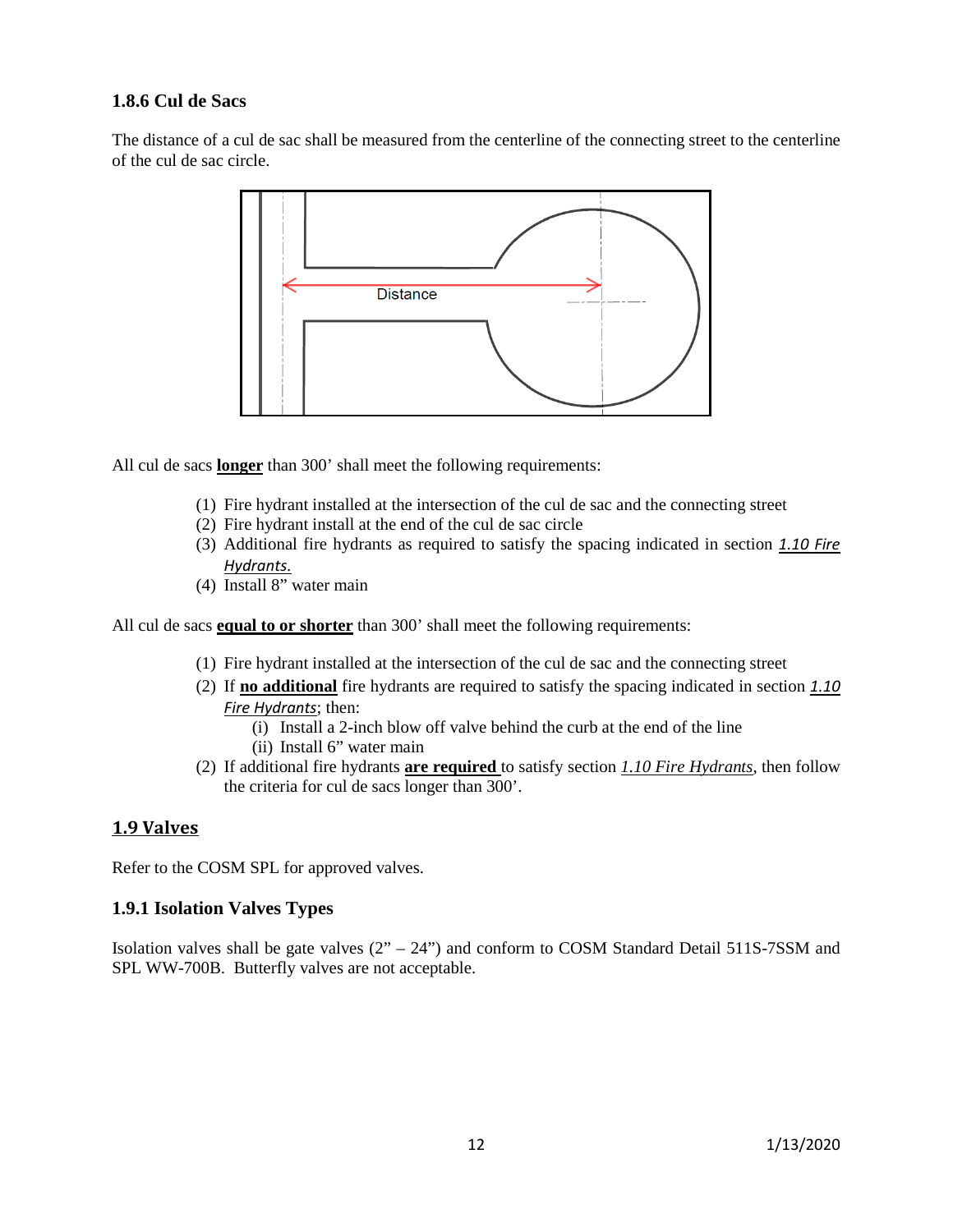### 1.8.6 Cul de Sacs

The distance of a cul de sac shall be measured from the centerline of the connecting street to the centerline of the cul de sac circle.

Distance

All cul de sacs **longer** than 300' shall meet the following requirements:

(1) Fire hydrant installed at the intersection of the cul de sac and the connecting street
(2) Fire hydrant install at the end of the cul de sac circle
(3) Additional fire hydrants as required to satisfy the spacing indicated in section ***1.10 Fire Hydrants.***
(4) Install 8" water main

All cul de sacs **equal to or shorter** than 300' shall meet the following requirements:

(1) Fire hydrant installed at the intersection of the cul de sac and the connecting street
(2) If **no additional** fire hydrants are required to satisfy the spacing indicated in section ***1.10*** *Fire Hydrants*; then:
    (i) Install a 2-inch blow off valve behind the curb at the end of the line
    (ii) Install 6" water main
(2) If additional fire hydrants **are required** to satisfy section *1.10 Fire Hydrants*, then follow the criteria for cul de sacs longer than 300'.

## 1.9 Valves

Refer to the COSM SPL for approved valves.

### 1.9.1 Isolation Valves Types

Isolation valves shall be gate valves (2" – 24") and conform to COSM Standard Detail 511S-7SSM and SPL WW-700B. Butterfly valves are not acceptable.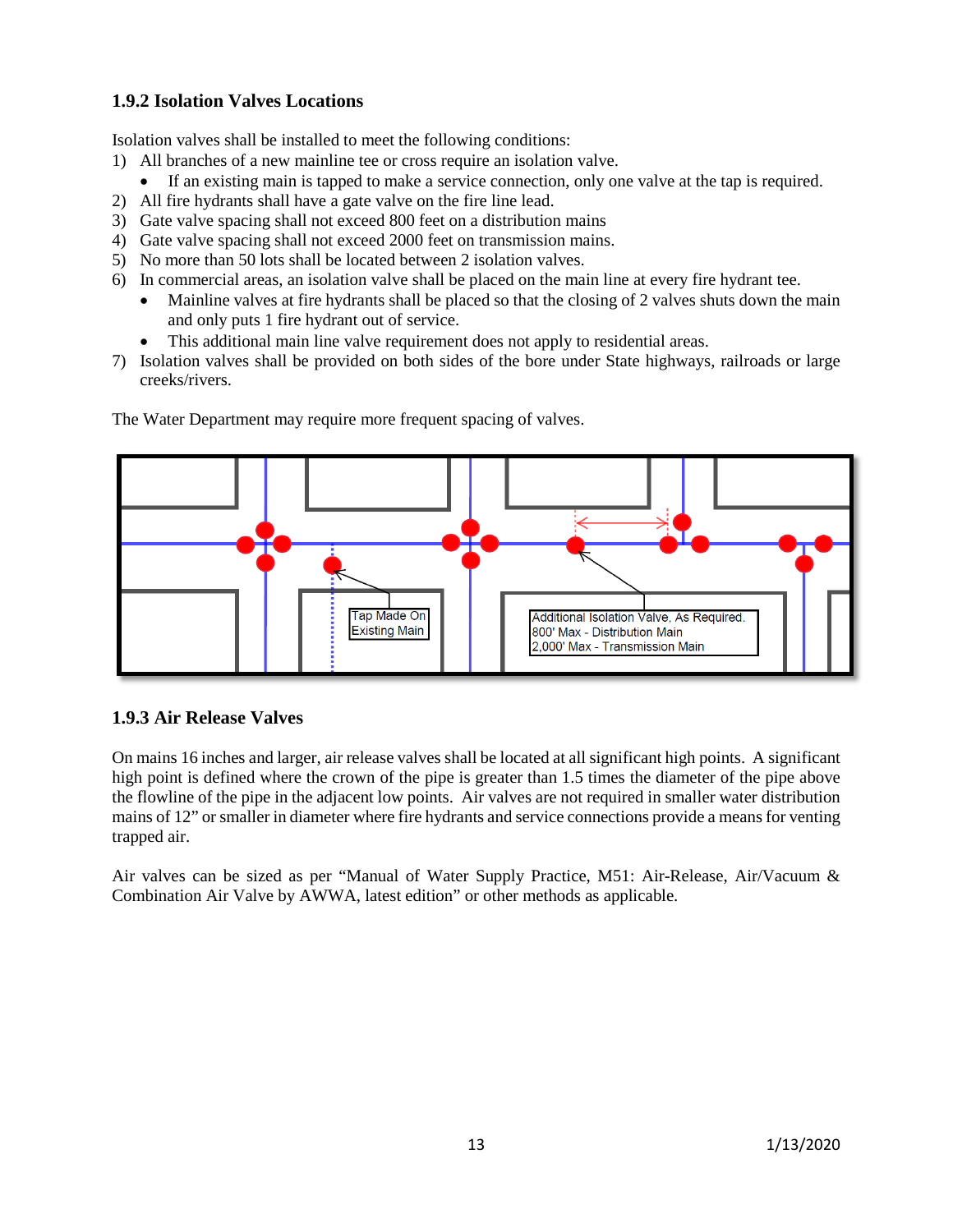### 1.9.2 Isolation Valves Locations

Isolation valves shall be installed to meet the following conditions:

1) All branches of a new mainline tee or cross require an isolation valve.
   - If an existing main is tapped to make a service connection, only one valve at the tap is required.
2) All fire hydrants shall have a gate valve on the fire line lead.
3) Gate valve spacing shall not exceed 800 feet on a distribution mains
4) Gate valve spacing shall not exceed 2000 feet on transmission mains.
5) No more than 50 lots shall be located between 2 isolation valves.
6) In commercial areas, an isolation valve shall be placed on the main line at every fire hydrant tee.
   - Mainline valves at fire hydrants shall be placed so that the closing of 2 valves shuts down the main and only puts 1 fire hydrant out of service.
   - This additional main line valve requirement does not apply to residential areas.
7) Isolation valves shall be provided on both sides of the bore under State highways, railroads or large creeks/rivers.

The Water Department may require more frequent spacing of valves.

Tap Made On Existing Main

Additional Isolation Valve, As Required.
800' Max - Distribution Main
2,000' Max - Transmission Main

### 1.9.3 Air Release Valves

On mains 16 inches and larger, air release valves shall be located at all significant high points. A significant high point is defined where the crown of the pipe is greater than 1.5 times the diameter of the pipe above the flowline of the pipe in the adjacent low points. Air valves are not required in smaller water distribution mains of 12" or smaller in diameter where fire hydrants and service connections provide a means for venting trapped air.

Air valves can be sized as per "Manual of Water Supply Practice, M51: Air-Release, Air/Vacuum & Combination Air Valve by AWWA, latest edition" or other methods as applicable.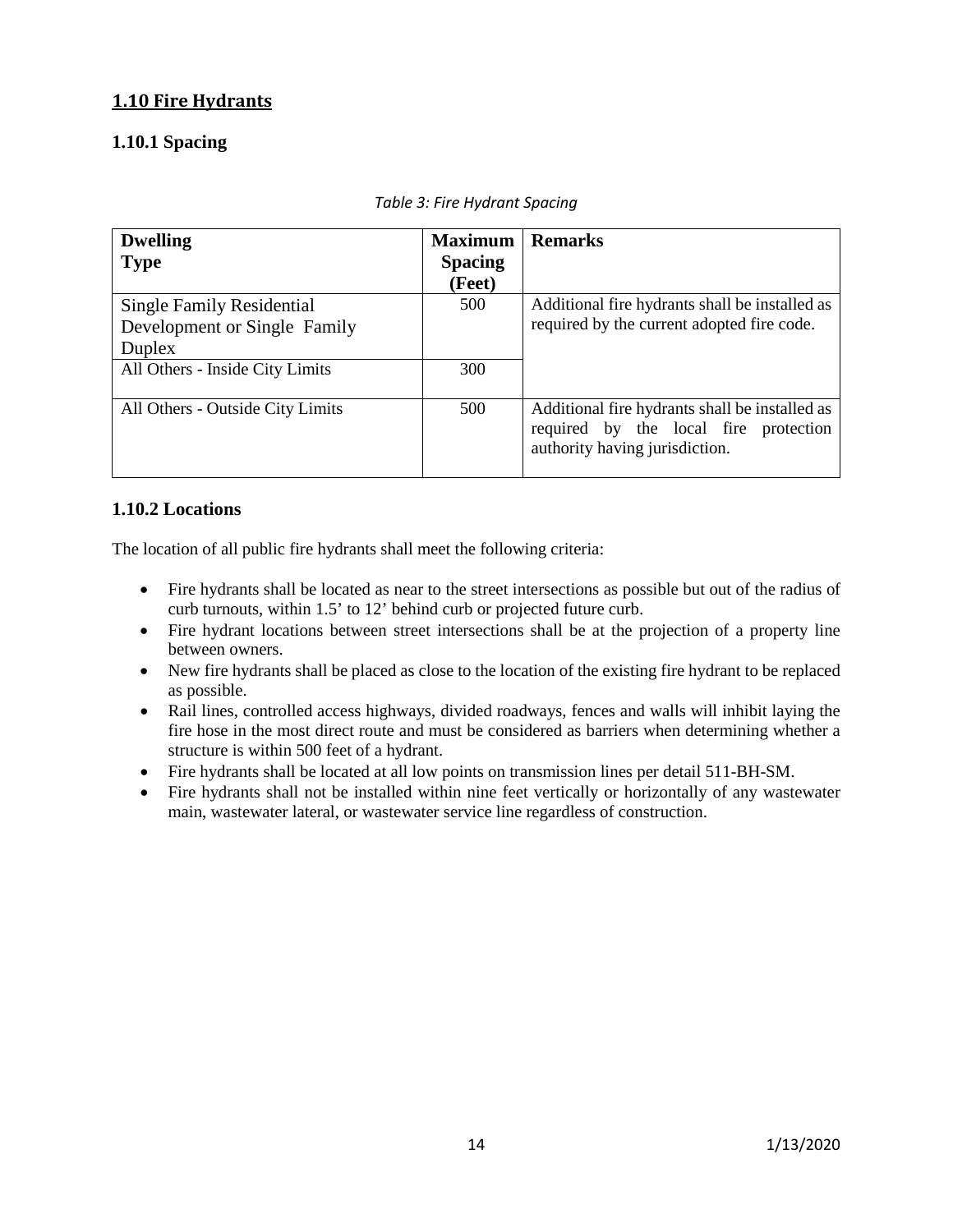## 1.10 Fire Hydrants

### 1.10.1 Spacing

*Table 3: Fire Hydrant Spacing*

| Dwelling Type | Maximum Spacing (Feet) | Remarks |
|---|---|---|
| Single Family Residential Development or Single Family Duplex | 500 | Additional fire hydrants shall be installed as required by the current adopted fire code. |
| All Others - Inside City Limits | 300 | |
| All Others - Outside City Limits | 500 | Additional fire hydrants shall be installed as required by the local fire protection authority having jurisdiction. |

### 1.10.2 Locations

The location of all public fire hydrants shall meet the following criteria:

- Fire hydrants shall be located as near to the street intersections as possible but out of the radius of curb turnouts, within 1.5' to 12' behind curb or projected future curb.
- Fire hydrant locations between street intersections shall be at the projection of a property line between owners.
- New fire hydrants shall be placed as close to the location of the existing fire hydrant to be replaced as possible.
- Rail lines, controlled access highways, divided roadways, fences and walls will inhibit laying the fire hose in the most direct route and must be considered as barriers when determining whether a structure is within 500 feet of a hydrant.
- Fire hydrants shall be located at all low points on transmission lines per detail 511-BH-SM.
- Fire hydrants shall not be installed within nine feet vertically or horizontally of any wastewater main, wastewater lateral, or wastewater service line regardless of construction.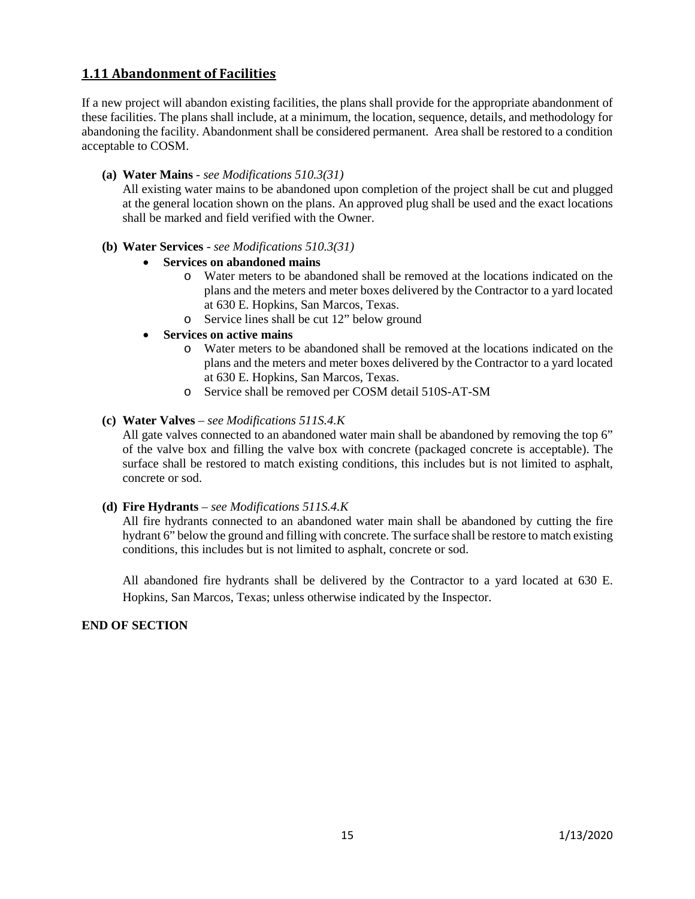## 1.11 Abandonment of Facilities

If a new project will abandon existing facilities, the plans shall provide for the appropriate abandonment of these facilities. The plans shall include, at a minimum, the location, sequence, details, and methodology for abandoning the facility. Abandonment shall be considered permanent. Area shall be restored to a condition acceptable to COSM.

**(a) Water Mains** - *see Modifications 510.3(31)*

All existing water mains to be abandoned upon completion of the project shall be cut and plugged at the general location shown on the plans. An approved plug shall be used and the exact locations shall be marked and field verified with the Owner.

**(b) Water Services** - *see Modifications 510.3(31)*

- **Services on abandoned mains**
  - Water meters to be abandoned shall be removed at the locations indicated on the plans and the meters and meter boxes delivered by the Contractor to a yard located at 630 E. Hopkins, San Marcos, Texas.
  - Service lines shall be cut 12" below ground
- **Services on active mains**
  - Water meters to be abandoned shall be removed at the locations indicated on the plans and the meters and meter boxes delivered by the Contractor to a yard located at 630 E. Hopkins, San Marcos, Texas.
  - Service shall be removed per COSM detail 510S-AT-SM

**(c) Water Valves** – *see Modifications 511S.4.K*

All gate valves connected to an abandoned water main shall be abandoned by removing the top 6" of the valve box and filling the valve box with concrete (packaged concrete is acceptable). The surface shall be restored to match existing conditions, this includes but is not limited to asphalt, concrete or sod.

**(d) Fire Hydrants** – *see Modifications 511S.4.K*

All fire hydrants connected to an abandoned water main shall be abandoned by cutting the fire hydrant 6" below the ground and filling with concrete. The surface shall be restore to match existing conditions, this includes but is not limited to asphalt, concrete or sod.

All abandoned fire hydrants shall be delivered by the Contractor to a yard located at 630 E. Hopkins, San Marcos, Texas; unless otherwise indicated by the Inspector.

**END OF SECTION**